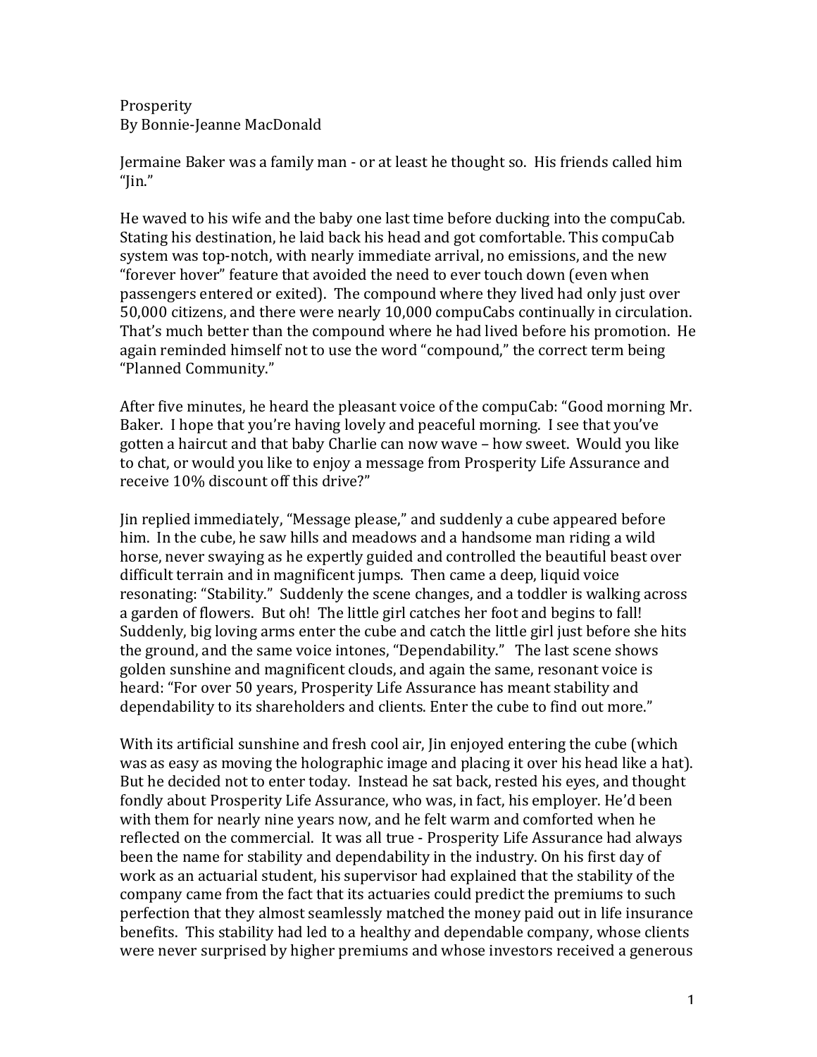Prosperity
By Bonnie-Jeanne MacDonald

Jermaine Baker was a family man - or at least he thought so. His friends called him "Jin."

He waved to his wife and the baby one last time before ducking into the compuCab. Stating his destination, he laid back his head and got comfortable. This compuCab system was top-notch, with nearly immediate arrival, no emissions, and the new "forever hover" feature that avoided the need to ever touch down (even when passengers entered or exited). The compound where they lived had only just over 50,000 citizens, and there were nearly 10,000 compuCabs continually in circulation. That's much better than the compound where he had lived before his promotion. He again reminded himself not to use the word "compound," the correct term being "Planned Community."

After five minutes, he heard the pleasant voice of the compuCab: "Good morning Mr. Baker. I hope that you're having lovely and peaceful morning. I see that you've gotten a haircut and that baby Charlie can now wave – how sweet. Would you like to chat, or would you like to enjoy a message from Prosperity Life Assurance and receive 10% discount off this drive?"

Jin replied immediately, "Message please," and suddenly a cube appeared before him. In the cube, he saw hills and meadows and a handsome man riding a wild horse, never swaying as he expertly guided and controlled the beautiful beast over difficult terrain and in magnificent jumps. Then came a deep, liquid voice resonating: "Stability." Suddenly the scene changes, and a toddler is walking across a garden of flowers. But oh! The little girl catches her foot and begins to fall! Suddenly, big loving arms enter the cube and catch the little girl just before she hits the ground, and the same voice intones, "Dependability." The last scene shows golden sunshine and magnificent clouds, and again the same, resonant voice is heard: "For over 50 years, Prosperity Life Assurance has meant stability and dependability to its shareholders and clients. Enter the cube to find out more."

With its artificial sunshine and fresh cool air, Jin enjoyed entering the cube (which was as easy as moving the holographic image and placing it over his head like a hat). But he decided not to enter today. Instead he sat back, rested his eyes, and thought fondly about Prosperity Life Assurance, who was, in fact, his employer. He'd been with them for nearly nine years now, and he felt warm and comforted when he reflected on the commercial. It was all true - Prosperity Life Assurance had always been the name for stability and dependability in the industry. On his first day of work as an actuarial student, his supervisor had explained that the stability of the company came from the fact that its actuaries could predict the premiums to such perfection that they almost seamlessly matched the money paid out in life insurance benefits. This stability had led to a healthy and dependable company, whose clients were never surprised by higher premiums and whose investors received a generous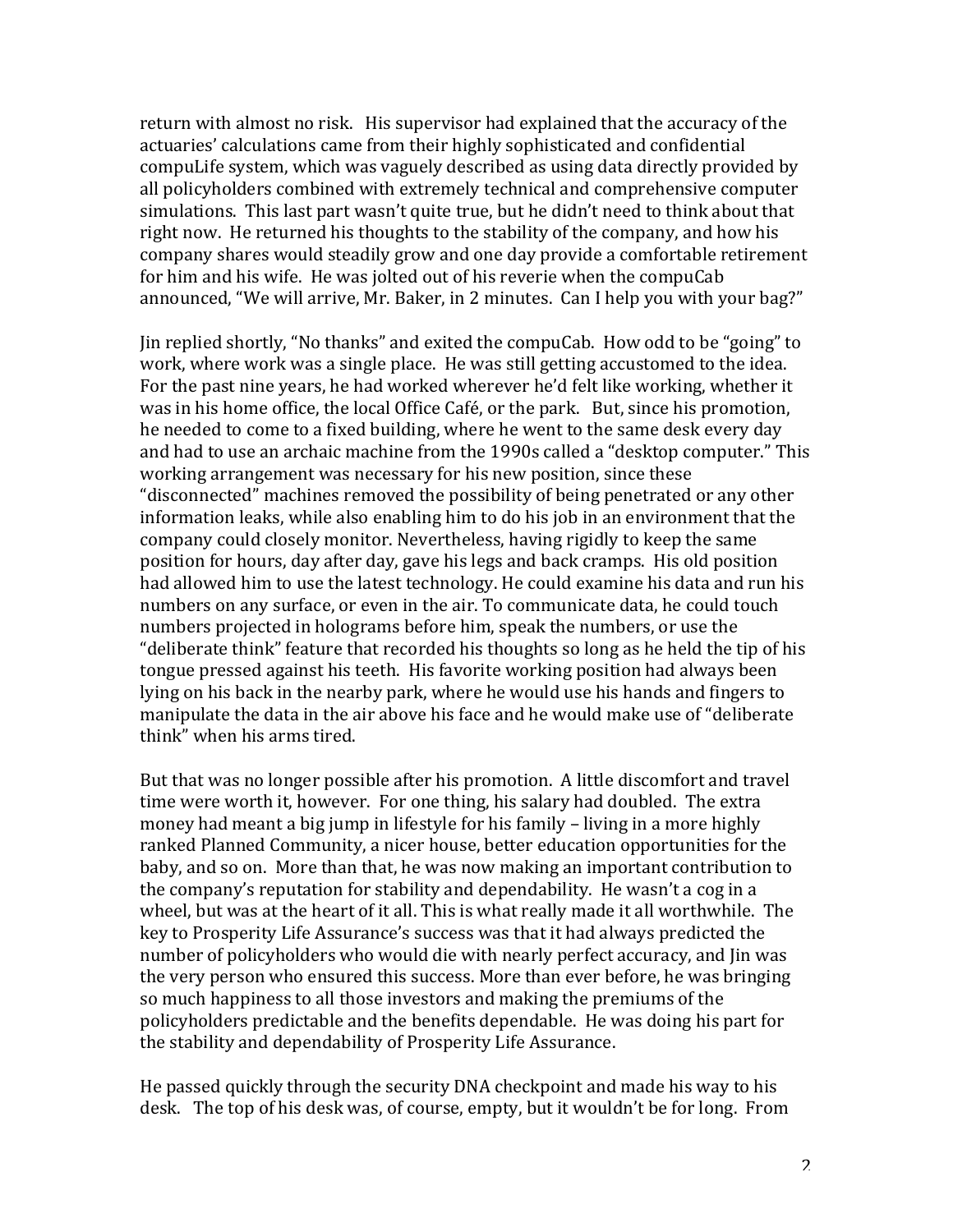return with almost no risk. His supervisor had explained that the accuracy of the actuaries' calculations came from their highly sophisticated and confidential compuLife system, which was vaguely described as using data directly provided by all policyholders combined with extremely technical and comprehensive computer simulations. This last part wasn't quite true, but he didn't need to think about that right now. He returned his thoughts to the stability of the company, and how his company shares would steadily grow and one day provide a comfortable retirement for him and his wife. He was jolted out of his reverie when the compuCab announced, "We will arrive, Mr. Baker, in 2 minutes. Can I help you with your bag?"

Jin replied shortly, "No thanks" and exited the compuCab. How odd to be "going" to work, where work was a single place. He was still getting accustomed to the idea. For the past nine years, he had worked wherever he'd felt like working, whether it was in his home office, the local Office Café, or the park. But, since his promotion, he needed to come to a fixed building, where he went to the same desk every day and had to use an archaic machine from the 1990s called a "desktop computer." This working arrangement was necessary for his new position, since these "disconnected" machines removed the possibility of being penetrated or any other information leaks, while also enabling him to do his job in an environment that the company could closely monitor. Nevertheless, having rigidly to keep the same position for hours, day after day, gave his legs and back cramps. His old position had allowed him to use the latest technology. He could examine his data and run his numbers on any surface, or even in the air. To communicate data, he could touch numbers projected in holograms before him, speak the numbers, or use the "deliberate think" feature that recorded his thoughts so long as he held the tip of his tongue pressed against his teeth. His favorite working position had always been lying on his back in the nearby park, where he would use his hands and fingers to manipulate the data in the air above his face and he would make use of "deliberate think" when his arms tired.

But that was no longer possible after his promotion. A little discomfort and travel time were worth it, however. For one thing, his salary had doubled. The extra money had meant a big jump in lifestyle for his family – living in a more highly ranked Planned Community, a nicer house, better education opportunities for the baby, and so on. More than that, he was now making an important contribution to the company's reputation for stability and dependability. He wasn't a cog in a wheel, but was at the heart of it all. This is what really made it all worthwhile. The key to Prosperity Life Assurance's success was that it had always predicted the number of policyholders who would die with nearly perfect accuracy, and Jin was the very person who ensured this success. More than ever before, he was bringing so much happiness to all those investors and making the premiums of the policyholders predictable and the benefits dependable. He was doing his part for the stability and dependability of Prosperity Life Assurance.

He passed quickly through the security DNA checkpoint and made his way to his desk. The top of his desk was, of course, empty, but it wouldn't be for long. From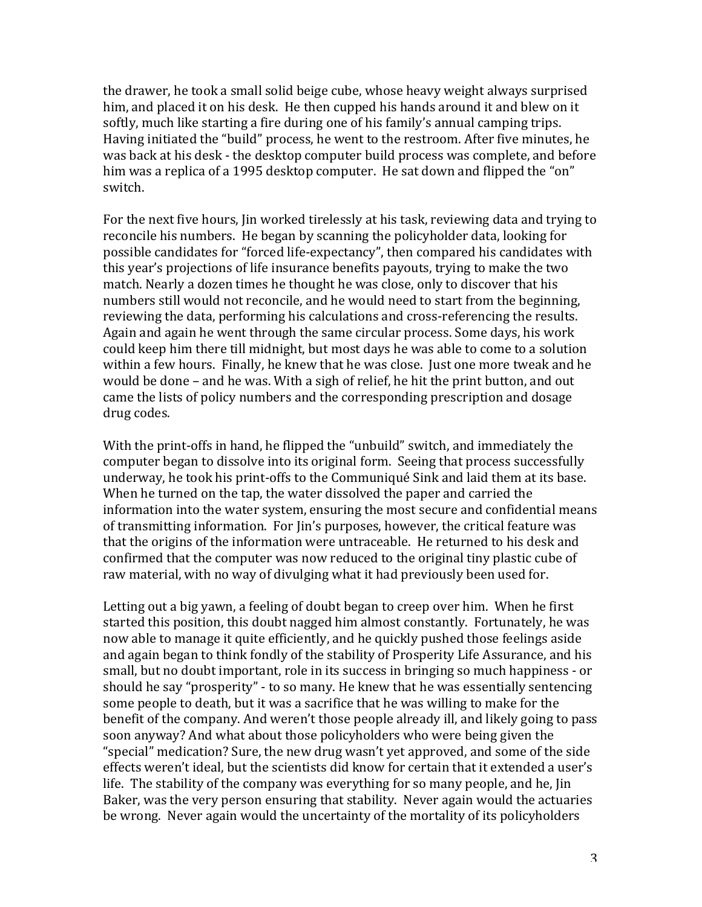the drawer, he took a small solid beige cube, whose heavy weight always surprised him, and placed it on his desk. He then cupped his hands around it and blew on it softly, much like starting a fire during one of his family's annual camping trips. Having initiated the "build" process, he went to the restroom. After five minutes, he was back at his desk - the desktop computer build process was complete, and before him was a replica of a 1995 desktop computer. He sat down and flipped the "on" switch.

For the next five hours, Jin worked tirelessly at his task, reviewing data and trying to reconcile his numbers. He began by scanning the policyholder data, looking for possible candidates for "forced life-expectancy", then compared his candidates with this year's projections of life insurance benefits payouts, trying to make the two match. Nearly a dozen times he thought he was close, only to discover that his numbers still would not reconcile, and he would need to start from the beginning, reviewing the data, performing his calculations and cross-referencing the results. Again and again he went through the same circular process. Some days, his work could keep him there till midnight, but most days he was able to come to a solution within a few hours. Finally, he knew that he was close. Just one more tweak and he would be done – and he was. With a sigh of relief, he hit the print button, and out came the lists of policy numbers and the corresponding prescription and dosage drug codes.

With the print-offs in hand, he flipped the "unbuild" switch, and immediately the computer began to dissolve into its original form. Seeing that process successfully underway, he took his print-offs to the Communiqué Sink and laid them at its base. When he turned on the tap, the water dissolved the paper and carried the information into the water system, ensuring the most secure and confidential means of transmitting information. For Jin's purposes, however, the critical feature was that the origins of the information were untraceable. He returned to his desk and confirmed that the computer was now reduced to the original tiny plastic cube of raw material, with no way of divulging what it had previously been used for.

Letting out a big yawn, a feeling of doubt began to creep over him. When he first started this position, this doubt nagged him almost constantly. Fortunately, he was now able to manage it quite efficiently, and he quickly pushed those feelings aside and again began to think fondly of the stability of Prosperity Life Assurance, and his small, but no doubt important, role in its success in bringing so much happiness - or should he say "prosperity" - to so many. He knew that he was essentially sentencing some people to death, but it was a sacrifice that he was willing to make for the benefit of the company. And weren't those people already ill, and likely going to pass soon anyway? And what about those policyholders who were being given the "special" medication? Sure, the new drug wasn't yet approved, and some of the side effects weren't ideal, but the scientists did know for certain that it extended a user's life. The stability of the company was everything for so many people, and he, Jin Baker, was the very person ensuring that stability. Never again would the actuaries be wrong. Never again would the uncertainty of the mortality of its policyholders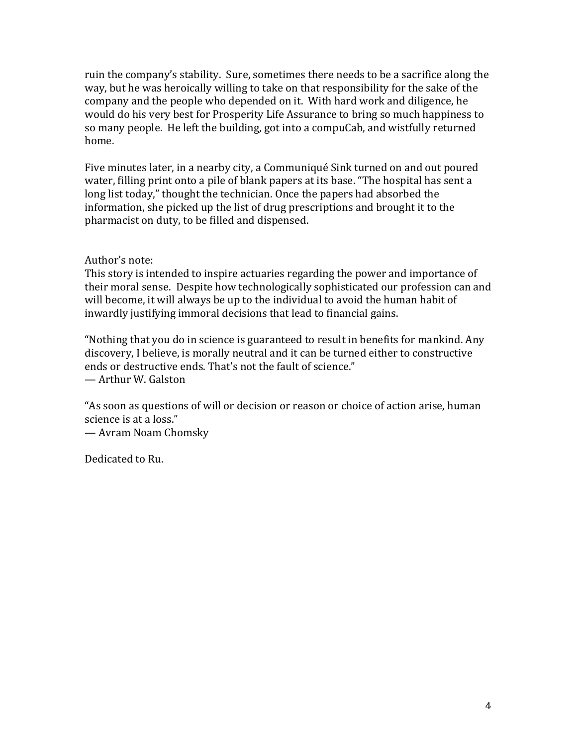ruin the company's stability. Sure, sometimes there needs to be a sacrifice along the way, but he was heroically willing to take on that responsibility for the sake of the company and the people who depended on it. With hard work and diligence, he would do his very best for Prosperity Life Assurance to bring so much happiness to so many people. He left the building, got into a compuCab, and wistfully returned home.

Five minutes later, in a nearby city, a Communiqué Sink turned on and out poured water, filling print onto a pile of blank papers at its base. "The hospital has sent a long list today," thought the technician. Once the papers had absorbed the information, she picked up the list of drug prescriptions and brought it to the pharmacist on duty, to be filled and dispensed.

Author's note:
This story is intended to inspire actuaries regarding the power and importance of their moral sense. Despite how technologically sophisticated our profession can and will become, it will always be up to the individual to avoid the human habit of inwardly justifying immoral decisions that lead to financial gains.

"Nothing that you do in science is guaranteed to result in benefits for mankind. Any discovery, I believe, is morally neutral and it can be turned either to constructive ends or destructive ends. That's not the fault of science."
— Arthur W. Galston

"As soon as questions of will or decision or reason or choice of action arise, human science is at a loss."
— Avram Noam Chomsky

Dedicated to Ru.